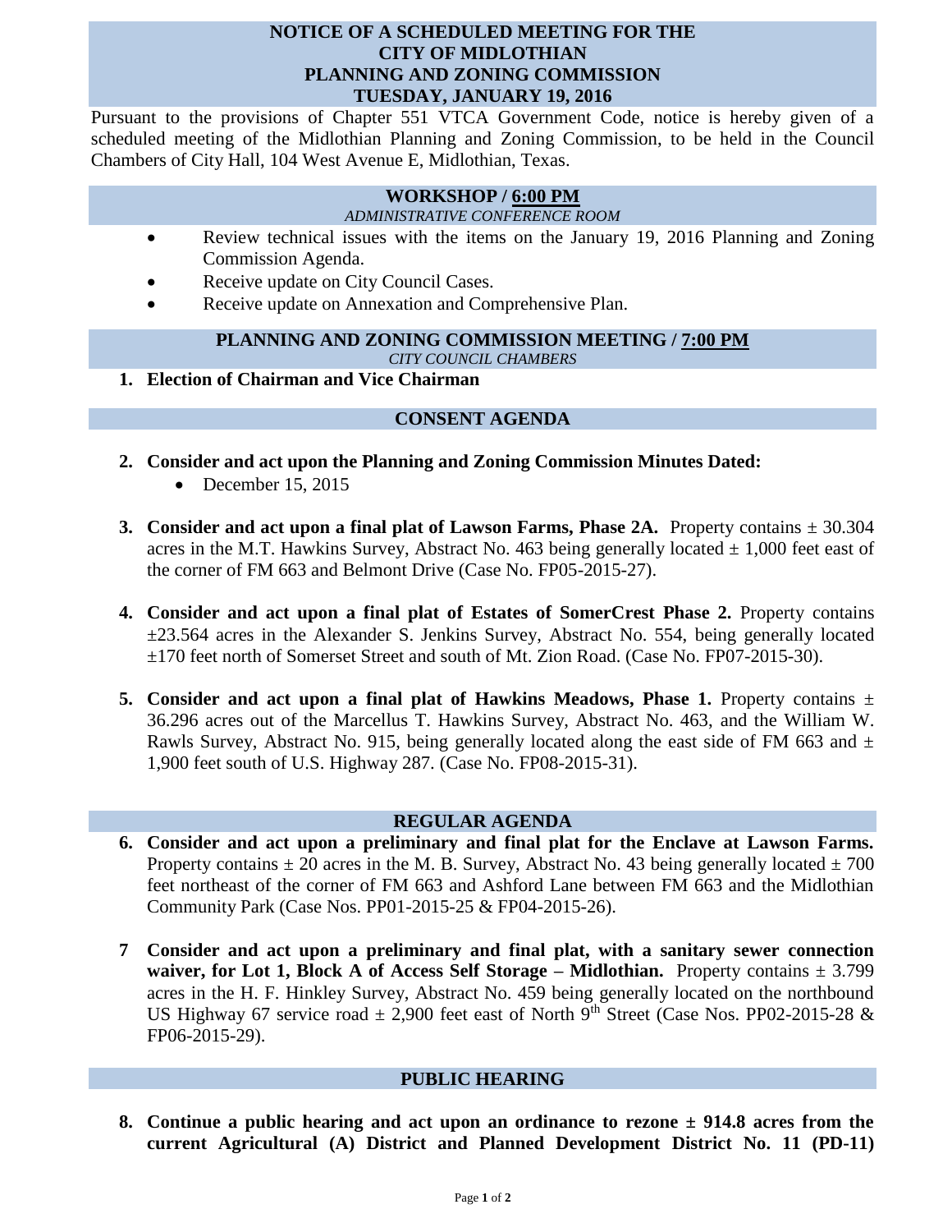# NOTICE OF A SCHEDULED MEETING FOR THE CITY OF MIDLOTHIAN PLANNING AND ZONING COMMISSION TUESDAY, JANUARY 19, 2016

Pursuant to the provisions of Chapter 551 VTCA Government Code, notice is hereby given of a scheduled meeting of the Midlothian Planning and Zoning Commission, to be held in the Council Chambers of City Hall, 104 West Avenue E, Midlothian, Texas.

## WORKSHOP / 6:00 PM

*ADMINISTRATIVE CONFERENCE ROOM*

- Review technical issues with the items on the January 19, 2016 Planning and Zoning Commission Agenda.
- Receive update on City Council Cases.
- Receive update on Annexation and Comprehensive Plan.

## PLANNING AND ZONING COMMISSION MEETING / 7:00 PM

*CITY COUNCIL CHAMBERS*

1. **Election of Chairman and Vice Chairman**

## CONSENT AGENDA

2. **Consider and act upon the Planning and Zoning Commission Minutes Dated:**
   - December 15, 2015

3. **Consider and act upon a final plat of Lawson Farms, Phase 2A.** Property contains ± 30.304 acres in the M.T. Hawkins Survey, Abstract No. 463 being generally located ± 1,000 feet east of the corner of FM 663 and Belmont Drive (Case No. FP05-2015-27).

4. **Consider and act upon a final plat of Estates of SomerCrest Phase 2.** Property contains ±23.564 acres in the Alexander S. Jenkins Survey, Abstract No. 554, being generally located ±170 feet north of Somerset Street and south of Mt. Zion Road. (Case No. FP07-2015-30).

5. **Consider and act upon a final plat of Hawkins Meadows, Phase 1.** Property contains ± 36.296 acres out of the Marcellus T. Hawkins Survey, Abstract No. 463, and the William W. Rawls Survey, Abstract No. 915, being generally located along the east side of FM 663 and ± 1,900 feet south of U.S. Highway 287. (Case No. FP08-2015-31).

## REGULAR AGENDA

6. **Consider and act upon a preliminary and final plat for the Enclave at Lawson Farms.** Property contains ± 20 acres in the M. B. Survey, Abstract No. 43 being generally located ± 700 feet northeast of the corner of FM 663 and Ashford Lane between FM 663 and the Midlothian Community Park (Case Nos. PP01-2015-25 & FP04-2015-26).

7 **Consider and act upon a preliminary and final plat, with a sanitary sewer connection waiver, for Lot 1, Block A of Access Self Storage – Midlothian.** Property contains ± 3.799 acres in the H. F. Hinkley Survey, Abstract No. 459 being generally located on the northbound US Highway 67 service road ± 2,900 feet east of North 9th Street (Case Nos. PP02-2015-28 & FP06-2015-29).

## PUBLIC HEARING

8. **Continue a public hearing and act upon an ordinance to rezone ± 914.8 acres from the current Agricultural (A) District and Planned Development District No. 11 (PD-11)**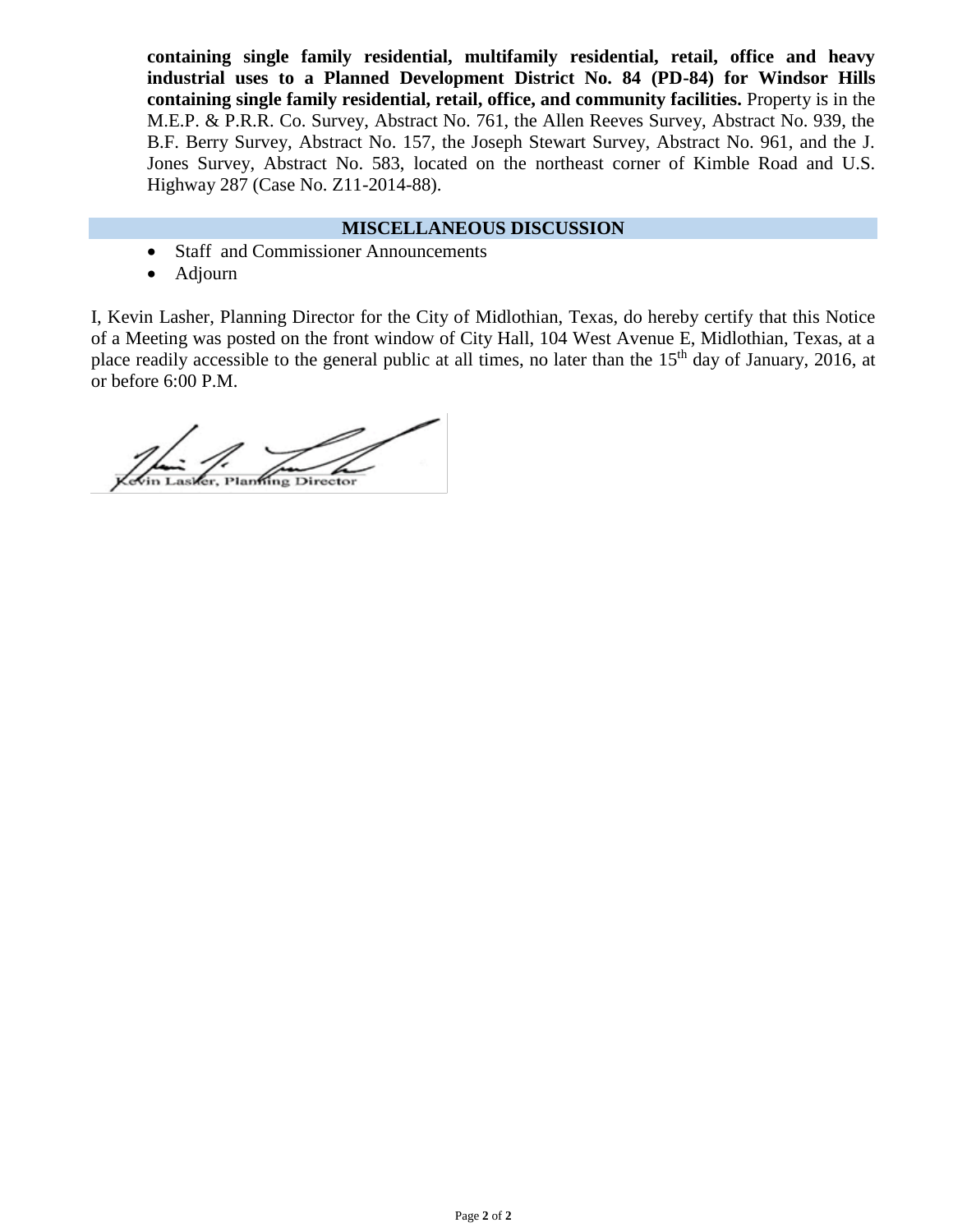**containing single family residential, multifamily residential, retail, office and heavy industrial uses to a Planned Development District No. 84 (PD-84) for Windsor Hills containing single family residential, retail, office, and community facilities.** Property is in the M.E.P. & P.R.R. Co. Survey, Abstract No. 761, the Allen Reeves Survey, Abstract No. 939, the B.F. Berry Survey, Abstract No. 157, the Joseph Stewart Survey, Abstract No. 961, and the J. Jones Survey, Abstract No. 583, located on the northeast corner of Kimble Road and U.S. Highway 287 (Case No. Z11-2014-88).

## MISCELLANEOUS DISCUSSION

- Staff and Commissioner Announcements
- Adjourn

I, Kevin Lasher, Planning Director for the City of Midlothian, Texas, do hereby certify that this Notice of a Meeting was posted on the front window of City Hall, 104 West Avenue E, Midlothian, Texas, at a place readily accessible to the general public at all times, no later than the 15th day of January, 2016, at or before 6:00 P.M.

Kevin Lasher, Planning Director